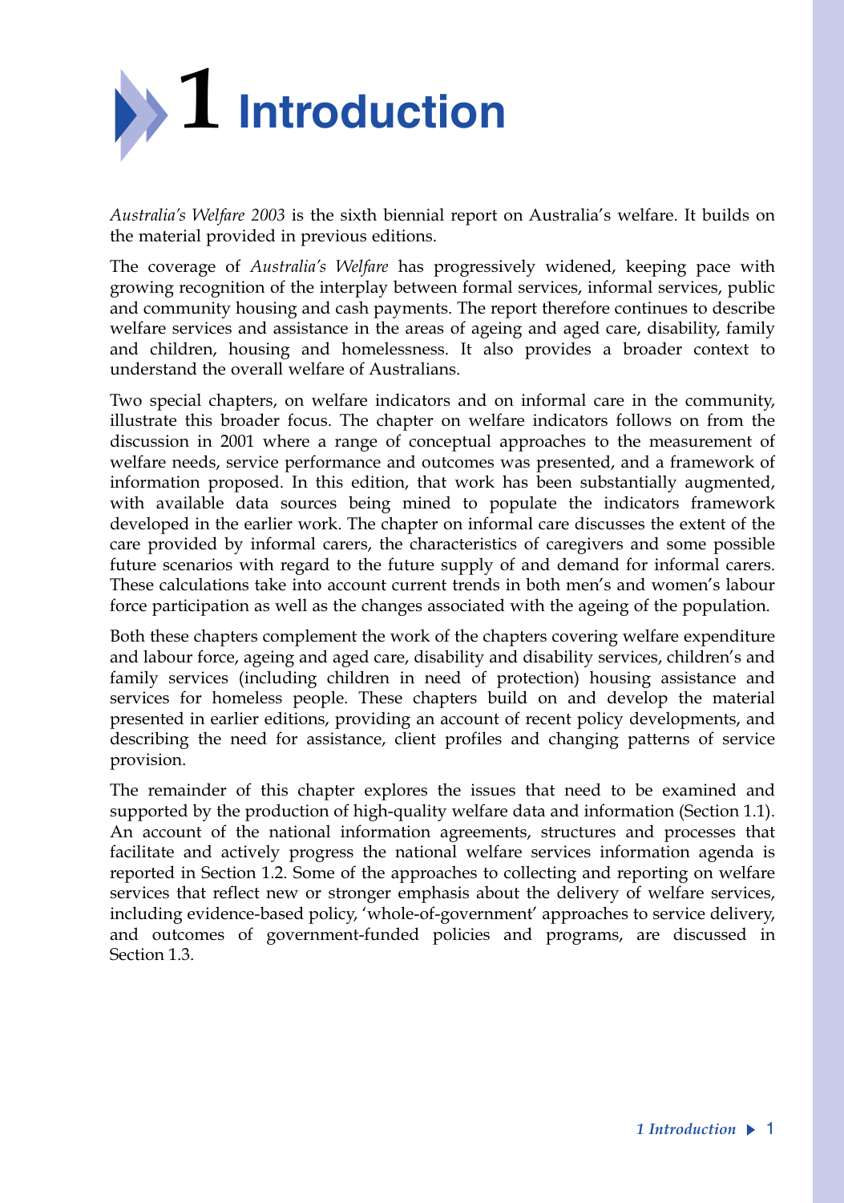# 1 Introduction

*Australia's Welfare 2003* is the sixth biennial report on Australia's welfare. It builds on the material provided in previous editions.

The coverage of *Australia's Welfare* has progressively widened, keeping pace with growing recognition of the interplay between formal services, informal services, public and community housing and cash payments. The report therefore continues to describe welfare services and assistance in the areas of ageing and aged care, disability, family and children, housing and homelessness. It also provides a broader context to understand the overall welfare of Australians.

Two special chapters, on welfare indicators and on informal care in the community, illustrate this broader focus. The chapter on welfare indicators follows on from the discussion in 2001 where a range of conceptual approaches to the measurement of welfare needs, service performance and outcomes was presented, and a framework of information proposed. In this edition, that work has been substantially augmented, with available data sources being mined to populate the indicators framework developed in the earlier work. The chapter on informal care discusses the extent of the care provided by informal carers, the characteristics of caregivers and some possible future scenarios with regard to the future supply of and demand for informal carers. These calculations take into account current trends in both men's and women's labour force participation as well as the changes associated with the ageing of the population.

Both these chapters complement the work of the chapters covering welfare expenditure and labour force, ageing and aged care, disability and disability services, children's and family services (including children in need of protection) housing assistance and services for homeless people. These chapters build on and develop the material presented in earlier editions, providing an account of recent policy developments, and describing the need for assistance, client profiles and changing patterns of service provision.

The remainder of this chapter explores the issues that need to be examined and supported by the production of high-quality welfare data and information (Section 1.1). An account of the national information agreements, structures and processes that facilitate and actively progress the national welfare services information agenda is reported in Section 1.2. Some of the approaches to collecting and reporting on welfare services that reflect new or stronger emphasis about the delivery of welfare services, including evidence-based policy, 'whole-of-government' approaches to service delivery, and outcomes of government-funded policies and programs, are discussed in Section 1.3.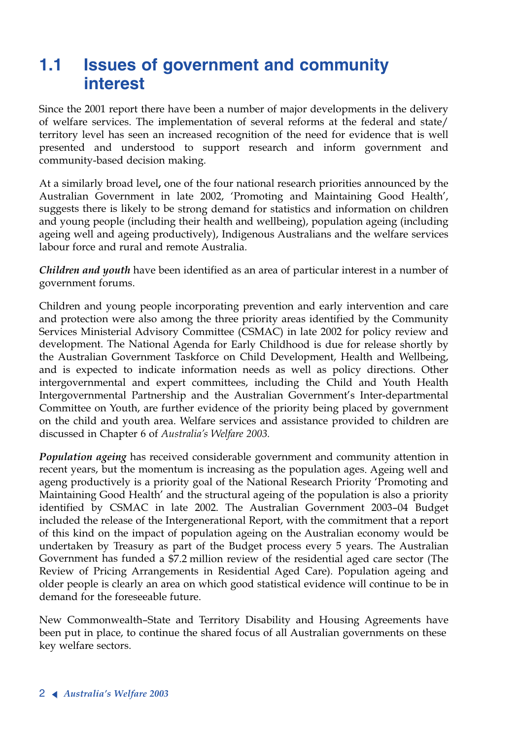# 1.1 Issues of government and community interest

Since the 2001 report there have been a number of major developments in the delivery of welfare services. The implementation of several reforms at the federal and state/territory level has seen an increased recognition of the need for evidence that is well presented and understood to support research and inform government and community-based decision making.

At a similarly broad level, one of the four national research priorities announced by the Australian Government in late 2002, 'Promoting and Maintaining Good Health', suggests there is likely to be strong demand for statistics and information on children and young people (including their health and wellbeing), population ageing (including ageing well and ageing productively), Indigenous Australians and the welfare services labour force and rural and remote Australia.

***Children and youth*** have been identified as an area of particular interest in a number of government forums.

Children and young people incorporating prevention and early intervention and care and protection were also among the three priority areas identified by the Community Services Ministerial Advisory Committee (CSMAC) in late 2002 for policy review and development. The National Agenda for Early Childhood is due for release shortly by the Australian Government Taskforce on Child Development, Health and Wellbeing, and is expected to indicate information needs as well as policy directions. Other intergovernmental and expert committees, including the Child and Youth Health Intergovernmental Partnership and the Australian Government's Inter-departmental Committee on Youth, are further evidence of the priority being placed by government on the child and youth area. Welfare services and assistance provided to children are discussed in Chapter 6 of *Australia's Welfare 2003.*

***Population ageing*** has received considerable government and community attention in recent years, but the momentum is increasing as the population ages. Ageing well and ageng productively is a priority goal of the National Research Priority 'Promoting and Maintaining Good Health' and the structural ageing of the population is also a priority identified by CSMAC in late 2002. The Australian Government 2003–04 Budget included the release of the Intergenerational Report, with the commitment that a report of this kind on the impact of population ageing on the Australian economy would be undertaken by Treasury as part of the Budget process every 5 years. The Australian Government has funded a $7.2 million review of the residential aged care sector (The Review of Pricing Arrangements in Residential Aged Care). Population ageing and older people is clearly an area on which good statistical evidence will continue to be in demand for the foreseeable future.

New Commonwealth–State and Territory Disability and Housing Agreements have been put in place, to continue the shared focus of all Australian governments on these key welfare sectors.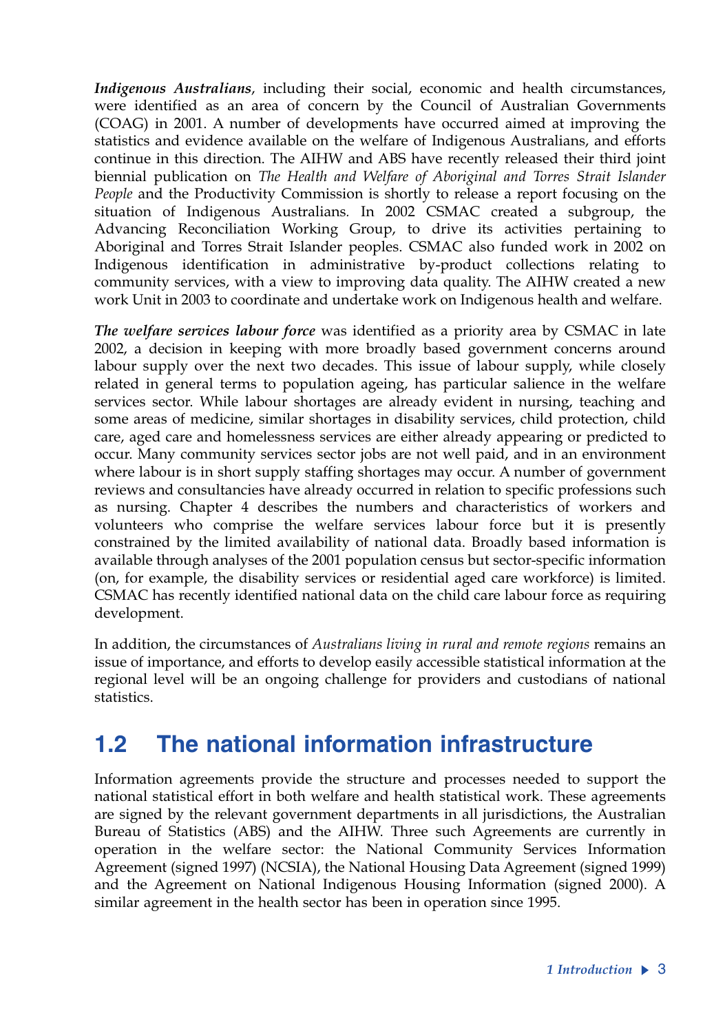***Indigenous Australians***, including their social, economic and health circumstances, were identified as an area of concern by the Council of Australian Governments (COAG) in 2001. A number of developments have occurred aimed at improving the statistics and evidence available on the welfare of Indigenous Australians, and efforts continue in this direction. The AIHW and ABS have recently released their third joint biennial publication on *The Health and Welfare of Aboriginal and Torres Strait Islander People* and the Productivity Commission is shortly to release a report focusing on the situation of Indigenous Australians. In 2002 CSMAC created a subgroup, the Advancing Reconciliation Working Group, to drive its activities pertaining to Aboriginal and Torres Strait Islander peoples. CSMAC also funded work in 2002 on Indigenous identification in administrative by-product collections relating to community services, with a view to improving data quality. The AIHW created a new work Unit in 2003 to coordinate and undertake work on Indigenous health and welfare.

***The welfare services labour force*** was identified as a priority area by CSMAC in late 2002, a decision in keeping with more broadly based government concerns around labour supply over the next two decades. This issue of labour supply, while closely related in general terms to population ageing, has particular salience in the welfare services sector. While labour shortages are already evident in nursing, teaching and some areas of medicine, similar shortages in disability services, child protection, child care, aged care and homelessness services are either already appearing or predicted to occur. Many community services sector jobs are not well paid, and in an environment where labour is in short supply staffing shortages may occur. A number of government reviews and consultancies have already occurred in relation to specific professions such as nursing. Chapter 4 describes the numbers and characteristics of workers and volunteers who comprise the welfare services labour force but it is presently constrained by the limited availability of national data. Broadly based information is available through analyses of the 2001 population census but sector-specific information (on, for example, the disability services or residential aged care workforce) is limited. CSMAC has recently identified national data on the child care labour force as requiring development.

In addition, the circumstances of *Australians living in rural and remote regions* remains an issue of importance, and efforts to develop easily accessible statistical information at the regional level will be an ongoing challenge for providers and custodians of national statistics.

## 1.2 The national information infrastructure

Information agreements provide the structure and processes needed to support the national statistical effort in both welfare and health statistical work. These agreements are signed by the relevant government departments in all jurisdictions, the Australian Bureau of Statistics (ABS) and the AIHW. Three such Agreements are currently in operation in the welfare sector: the National Community Services Information Agreement (signed 1997) (NCSIA), the National Housing Data Agreement (signed 1999) and the Agreement on National Indigenous Housing Information (signed 2000). A similar agreement in the health sector has been in operation since 1995.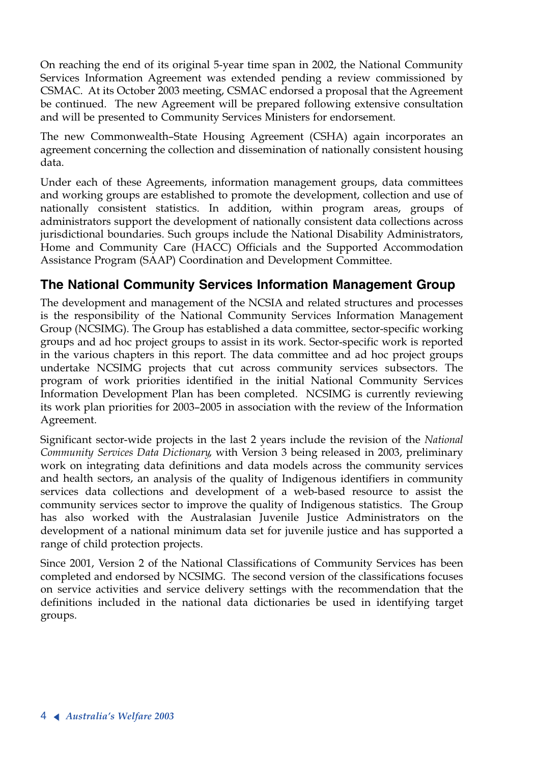On reaching the end of its original 5-year time span in 2002, the National Community Services Information Agreement was extended pending a review commissioned by CSMAC. At its October 2003 meeting, CSMAC endorsed a proposal that the Agreement be continued. The new Agreement will be prepared following extensive consultation and will be presented to Community Services Ministers for endorsement.

The new Commonwealth–State Housing Agreement (CSHA) again incorporates an agreement concerning the collection and dissemination of nationally consistent housing data.

Under each of these Agreements, information management groups, data committees and working groups are established to promote the development, collection and use of nationally consistent statistics. In addition, within program areas, groups of administrators support the development of nationally consistent data collections across jurisdictional boundaries. Such groups include the National Disability Administrators, Home and Community Care (HACC) Officials and the Supported Accommodation Assistance Program (SAAP) Coordination and Development Committee.

## The National Community Services Information Management Group

The development and management of the NCSIA and related structures and processes is the responsibility of the National Community Services Information Management Group (NCSIMG). The Group has established a data committee, sector-specific working groups and ad hoc project groups to assist in its work. Sector-specific work is reported in the various chapters in this report. The data committee and ad hoc project groups undertake NCSIMG projects that cut across community services subsectors. The program of work priorities identified in the initial National Community Services Information Development Plan has been completed. NCSIMG is currently reviewing its work plan priorities for 2003–2005 in association with the review of the Information Agreement.

Significant sector-wide projects in the last 2 years include the revision of the *National Community Services Data Dictionary*, with Version 3 being released in 2003, preliminary work on integrating data definitions and data models across the community services and health sectors, an analysis of the quality of Indigenous identifiers in community services data collections and development of a web-based resource to assist the community services sector to improve the quality of Indigenous statistics. The Group has also worked with the Australasian Juvenile Justice Administrators on the development of a national minimum data set for juvenile justice and has supported a range of child protection projects.

Since 2001, Version 2 of the National Classifications of Community Services has been completed and endorsed by NCSIMG. The second version of the classifications focuses on service activities and service delivery settings with the recommendation that the definitions included in the national data dictionaries be used in identifying target groups.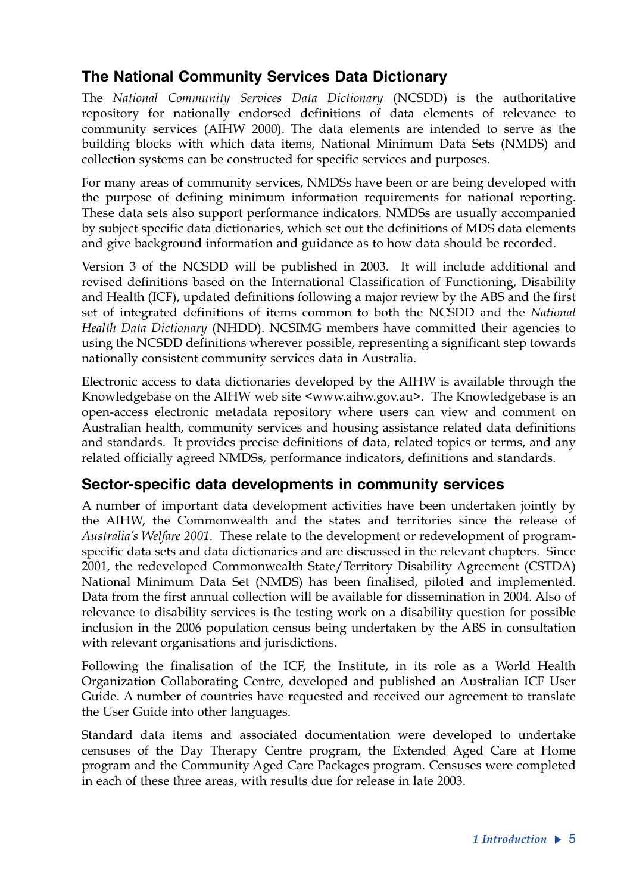## The National Community Services Data Dictionary

The *National Community Services Data Dictionary* (NCSDD) is the authoritative repository for nationally endorsed definitions of data elements of relevance to community services (AIHW 2000). The data elements are intended to serve as the building blocks with which data items, National Minimum Data Sets (NMDS) and collection systems can be constructed for specific services and purposes.

For many areas of community services, NMDSs have been or are being developed with the purpose of defining minimum information requirements for national reporting. These data sets also support performance indicators. NMDSs are usually accompanied by subject specific data dictionaries, which set out the definitions of MDS data elements and give background information and guidance as to how data should be recorded.

Version 3 of the NCSDD will be published in 2003. It will include additional and revised definitions based on the International Classification of Functioning, Disability and Health (ICF), updated definitions following a major review by the ABS and the first set of integrated definitions of items common to both the NCSDD and the *National Health Data Dictionary* (NHDD). NCSIMG members have committed their agencies to using the NCSDD definitions wherever possible, representing a significant step towards nationally consistent community services data in Australia.

Electronic access to data dictionaries developed by the AIHW is available through the Knowledgebase on the AIHW web site <www.aihw.gov.au>. The Knowledgebase is an open-access electronic metadata repository where users can view and comment on Australian health, community services and housing assistance related data definitions and standards. It provides precise definitions of data, related topics or terms, and any related officially agreed NMDSs, performance indicators, definitions and standards.

## Sector-specific data developments in community services

A number of important data development activities have been undertaken jointly by the AIHW, the Commonwealth and the states and territories since the release of *Australia's Welfare 2001*. These relate to the development or redevelopment of program-specific data sets and data dictionaries and are discussed in the relevant chapters. Since 2001, the redeveloped Commonwealth State/Territory Disability Agreement (CSTDA) National Minimum Data Set (NMDS) has been finalised, piloted and implemented. Data from the first annual collection will be available for dissemination in 2004. Also of relevance to disability services is the testing work on a disability question for possible inclusion in the 2006 population census being undertaken by the ABS in consultation with relevant organisations and jurisdictions.

Following the finalisation of the ICF, the Institute, in its role as a World Health Organization Collaborating Centre, developed and published an Australian ICF User Guide. A number of countries have requested and received our agreement to translate the User Guide into other languages.

Standard data items and associated documentation were developed to undertake censuses of the Day Therapy Centre program, the Extended Aged Care at Home program and the Community Aged Care Packages program. Censuses were completed in each of these three areas, with results due for release in late 2003.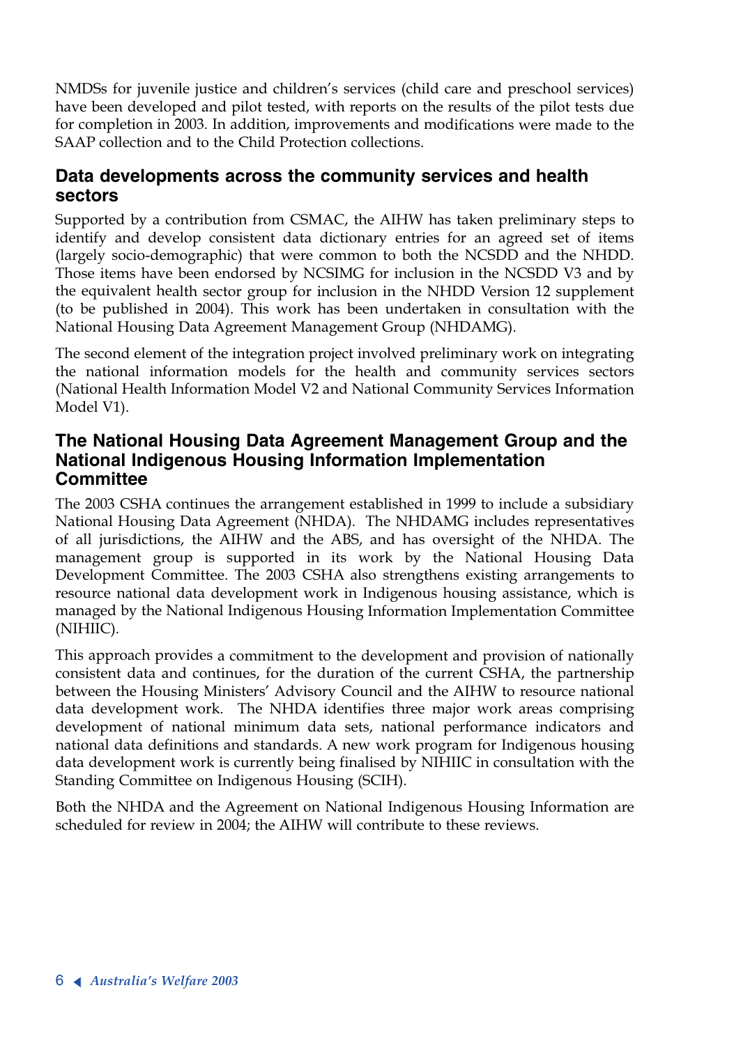NMDSs for juvenile justice and children's services (child care and preschool services) have been developed and pilot tested, with reports on the results of the pilot tests due for completion in 2003. In addition, improvements and modifications were made to the SAAP collection and to the Child Protection collections.

### Data developments across the community services and health sectors

Supported by a contribution from CSMAC, the AIHW has taken preliminary steps to identify and develop consistent data dictionary entries for an agreed set of items (largely socio-demographic) that were common to both the NCSDD and the NHDD. Those items have been endorsed by NCSIMG for inclusion in the NCSDD V3 and by the equivalent health sector group for inclusion in the NHDD Version 12 supplement (to be published in 2004). This work has been undertaken in consultation with the National Housing Data Agreement Management Group (NHDAMG).

The second element of the integration project involved preliminary work on integrating the national information models for the health and community services sectors (National Health Information Model V2 and National Community Services Information Model V1).

### The National Housing Data Agreement Management Group and the National Indigenous Housing Information Implementation Committee

The 2003 CSHA continues the arrangement established in 1999 to include a subsidiary National Housing Data Agreement (NHDA). The NHDAMG includes representatives of all jurisdictions, the AIHW and the ABS, and has oversight of the NHDA. The management group is supported in its work by the National Housing Data Development Committee. The 2003 CSHA also strengthens existing arrangements to resource national data development work in Indigenous housing assistance, which is managed by the National Indigenous Housing Information Implementation Committee (NIHIIC).

This approach provides a commitment to the development and provision of nationally consistent data and continues, for the duration of the current CSHA, the partnership between the Housing Ministers' Advisory Council and the AIHW to resource national data development work. The NHDA identifies three major work areas comprising development of national minimum data sets, national performance indicators and national data definitions and standards. A new work program for Indigenous housing data development work is currently being finalised by NIHIIC in consultation with the Standing Committee on Indigenous Housing (SCIH).

Both the NHDA and the Agreement on National Indigenous Housing Information are scheduled for review in 2004; the AIHW will contribute to these reviews.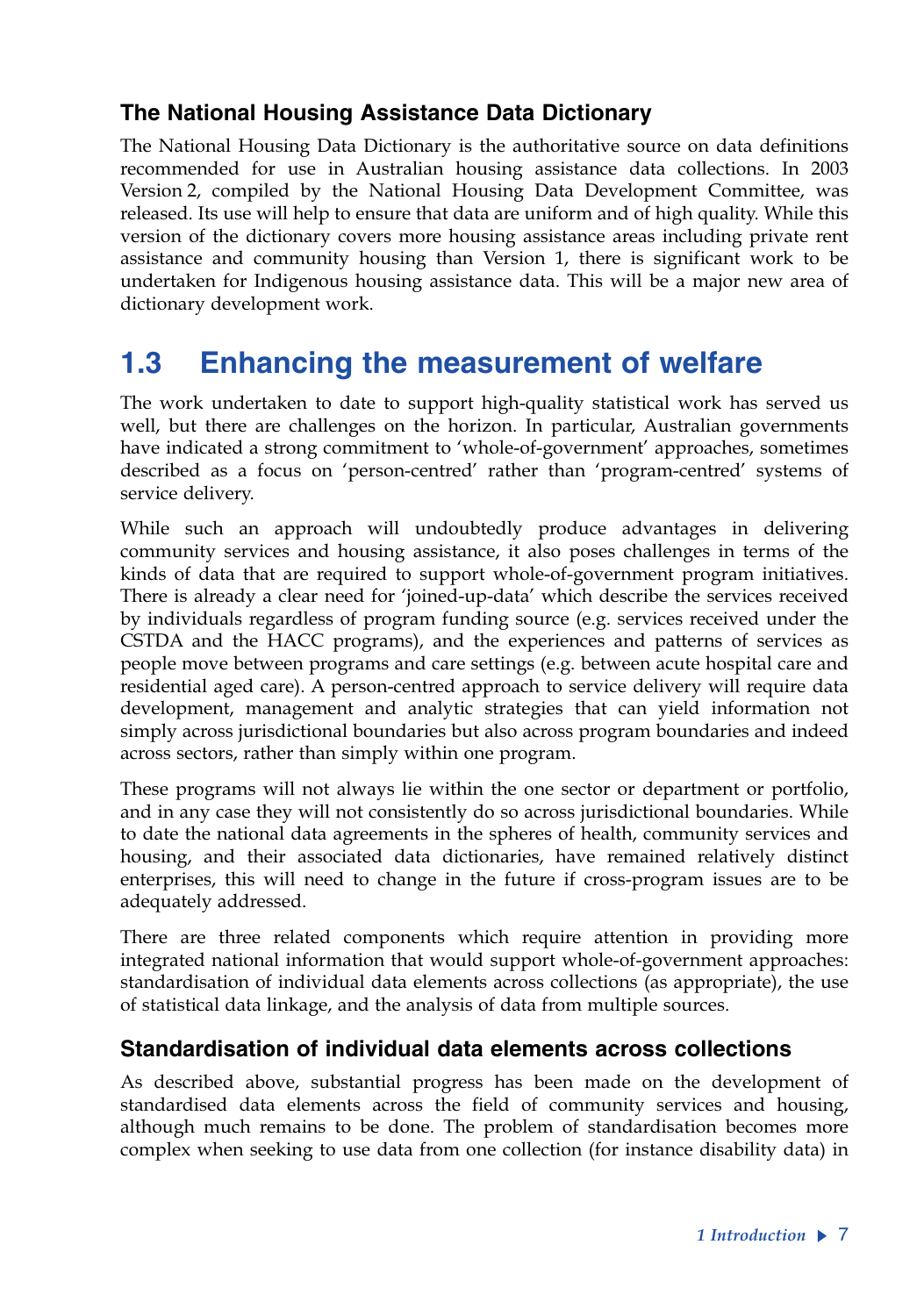### The National Housing Assistance Data Dictionary

The National Housing Data Dictionary is the authoritative source on data definitions recommended for use in Australian housing assistance data collections. In 2003 Version 2, compiled by the National Housing Data Development Committee, was released. Its use will help to ensure that data are uniform and of high quality. While this version of the dictionary covers more housing assistance areas including private rent assistance and community housing than Version 1, there is significant work to be undertaken for Indigenous housing assistance data. This will be a major new area of dictionary development work.

## 1.3 Enhancing the measurement of welfare

The work undertaken to date to support high-quality statistical work has served us well, but there are challenges on the horizon. In particular, Australian governments have indicated a strong commitment to 'whole-of-government' approaches, sometimes described as a focus on 'person-centred' rather than 'program-centred' systems of service delivery.

While such an approach will undoubtedly produce advantages in delivering community services and housing assistance, it also poses challenges in terms of the kinds of data that are required to support whole-of-government program initiatives. There is already a clear need for 'joined-up-data' which describe the services received by individuals regardless of program funding source (e.g. services received under the CSTDA and the HACC programs), and the experiences and patterns of services as people move between programs and care settings (e.g. between acute hospital care and residential aged care). A person-centred approach to service delivery will require data development, management and analytic strategies that can yield information not simply across jurisdictional boundaries but also across program boundaries and indeed across sectors, rather than simply within one program.

These programs will not always lie within the one sector or department or portfolio, and in any case they will not consistently do so across jurisdictional boundaries. While to date the national data agreements in the spheres of health, community services and housing, and their associated data dictionaries, have remained relatively distinct enterprises, this will need to change in the future if cross-program issues are to be adequately addressed.

There are three related components which require attention in providing more integrated national information that would support whole-of-government approaches: standardisation of individual data elements across collections (as appropriate), the use of statistical data linkage, and the analysis of data from multiple sources.

### Standardisation of individual data elements across collections

As described above, substantial progress has been made on the development of standardised data elements across the field of community services and housing, although much remains to be done. The problem of standardisation becomes more complex when seeking to use data from one collection (for instance disability data) in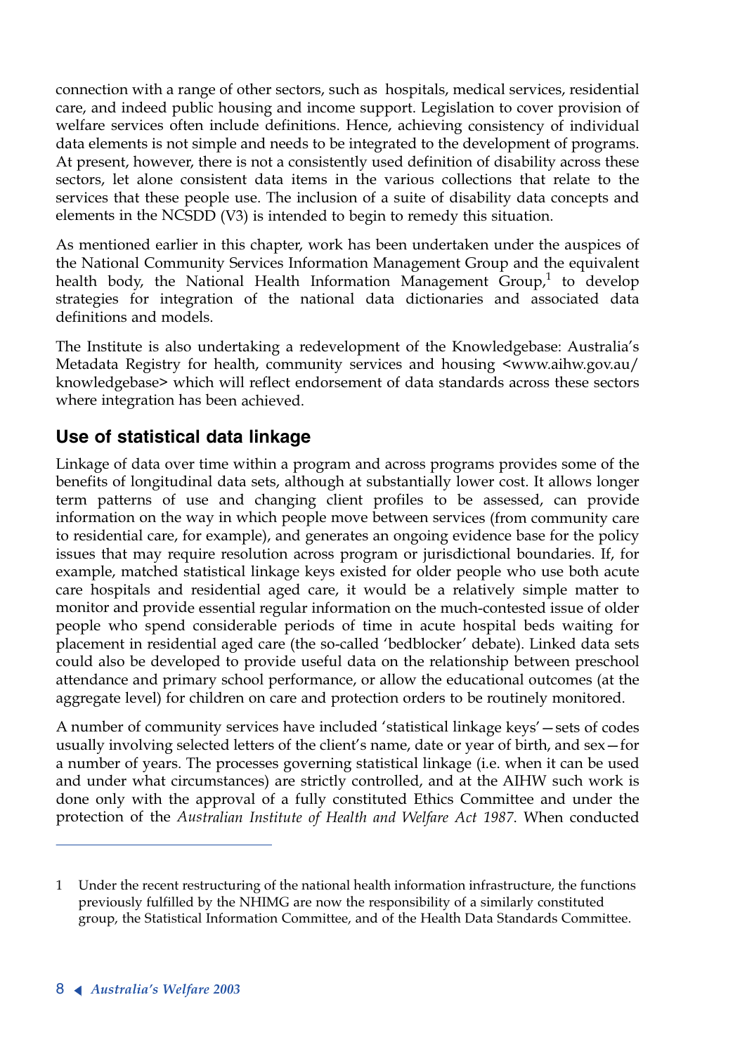connection with a range of other sectors, such as hospitals, medical services, residential care, and indeed public housing and income support. Legislation to cover provision of welfare services often include definitions. Hence, achieving consistency of individual data elements is not simple and needs to be integrated to the development of programs. At present, however, there is not a consistently used definition of disability across these sectors, let alone consistent data items in the various collections that relate to the services that these people use. The inclusion of a suite of disability data concepts and elements in the NCSDD (V3) is intended to begin to remedy this situation.

As mentioned earlier in this chapter, work has been undertaken under the auspices of the National Community Services Information Management Group and the equivalent health body, the National Health Information Management Group,[1] to develop strategies for integration of the national data dictionaries and associated data definitions and models.

The Institute is also undertaking a redevelopment of the Knowledgebase: Australia's Metadata Registry for health, community services and housing <www.aihw.gov.au/knowledgebase> which will reflect endorsement of data standards across these sectors where integration has been achieved.

## Use of statistical data linkage

Linkage of data over time within a program and across programs provides some of the benefits of longitudinal data sets, although at substantially lower cost. It allows longer term patterns of use and changing client profiles to be assessed, can provide information on the way in which people move between services (from community care to residential care, for example), and generates an ongoing evidence base for the policy issues that may require resolution across program or jurisdictional boundaries. If, for example, matched statistical linkage keys existed for older people who use both acute care hospitals and residential aged care, it would be a relatively simple matter to monitor and provide essential regular information on the much-contested issue of older people who spend considerable periods of time in acute hospital beds waiting for placement in residential aged care (the so-called 'bedblocker' debate). Linked data sets could also be developed to provide useful data on the relationship between preschool attendance and primary school performance, or allow the educational outcomes (at the aggregate level) for children on care and protection orders to be routinely monitored.

A number of community services have included 'statistical linkage keys'—sets of codes usually involving selected letters of the client's name, date or year of birth, and sex—for a number of years. The processes governing statistical linkage (i.e. when it can be used and under what circumstances) are strictly controlled, and at the AIHW such work is done only with the approval of a fully constituted Ethics Committee and under the protection of the *Australian Institute of Health and Welfare Act 1987*. When conducted

---

1 Under the recent restructuring of the national health information infrastructure, the functions previously fulfilled by the NHIMG are now the responsibility of a similarly constituted group, the Statistical Information Committee, and of the Health Data Standards Committee.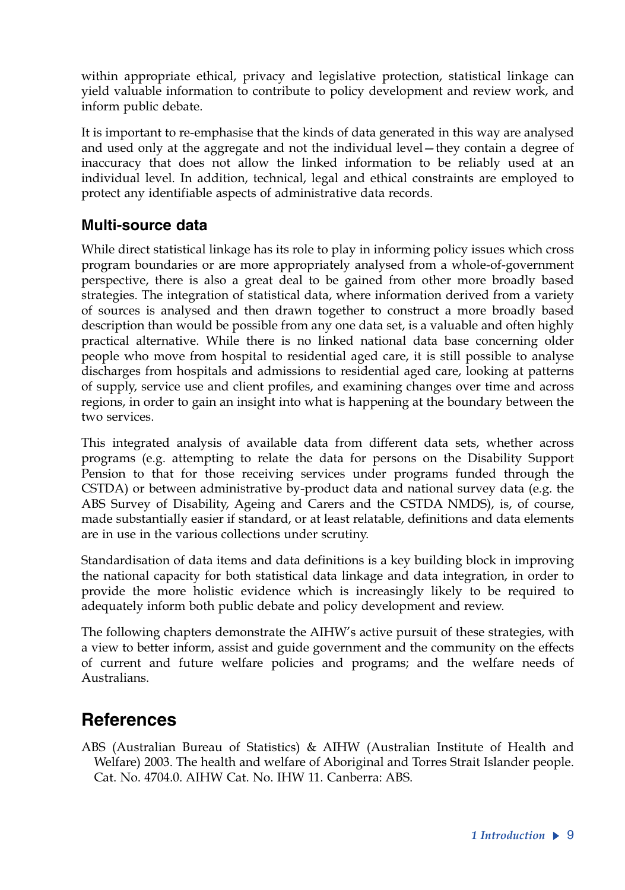within appropriate ethical, privacy and legislative protection, statistical linkage can yield valuable information to contribute to policy development and review work, and inform public debate.

It is important to re-emphasise that the kinds of data generated in this way are analysed and used only at the aggregate and not the individual level—they contain a degree of inaccuracy that does not allow the linked information to be reliably used at an individual level. In addition, technical, legal and ethical constraints are employed to protect any identifiable aspects of administrative data records.

### Multi-source data

While direct statistical linkage has its role to play in informing policy issues which cross program boundaries or are more appropriately analysed from a whole-of-government perspective, there is also a great deal to be gained from other more broadly based strategies. The integration of statistical data, where information derived from a variety of sources is analysed and then drawn together to construct a more broadly based description than would be possible from any one data set, is a valuable and often highly practical alternative. While there is no linked national data base concerning older people who move from hospital to residential aged care, it is still possible to analyse discharges from hospitals and admissions to residential aged care, looking at patterns of supply, service use and client profiles, and examining changes over time and across regions, in order to gain an insight into what is happening at the boundary between the two services.

This integrated analysis of available data from different data sets, whether across programs (e.g. attempting to relate the data for persons on the Disability Support Pension to that for those receiving services under programs funded through the CSTDA) or between administrative by-product data and national survey data (e.g. the ABS Survey of Disability, Ageing and Carers and the CSTDA NMDS), is, of course, made substantially easier if standard, or at least relatable, definitions and data elements are in use in the various collections under scrutiny.

Standardisation of data items and data definitions is a key building block in improving the national capacity for both statistical data linkage and data integration, in order to provide the more holistic evidence which is increasingly likely to be required to adequately inform both public debate and policy development and review.

The following chapters demonstrate the AIHW's active pursuit of these strategies, with a view to better inform, assist and guide government and the community on the effects of current and future welfare policies and programs; and the welfare needs of Australians.

## References

ABS (Australian Bureau of Statistics) & AIHW (Australian Institute of Health and Welfare) 2003. The health and welfare of Aboriginal and Torres Strait Islander people. Cat. No. 4704.0. AIHW Cat. No. IHW 11. Canberra: ABS.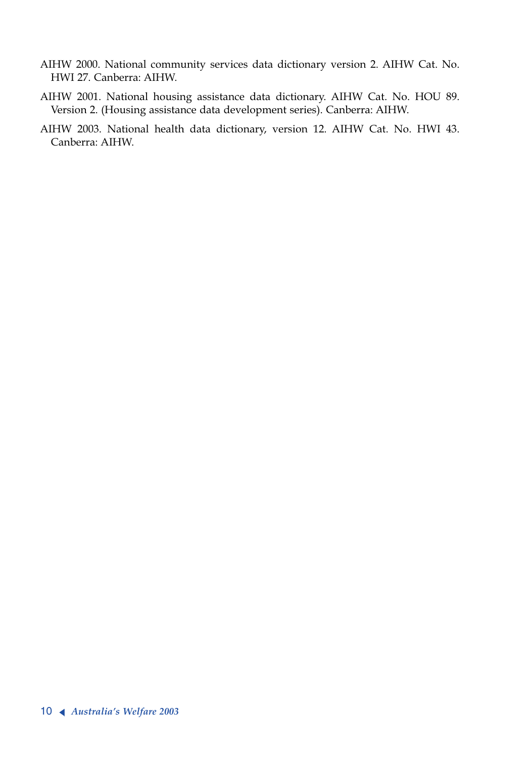AIHW 2000. National community services data dictionary version 2. AIHW Cat. No. HWI 27. Canberra: AIHW.

AIHW 2001. National housing assistance data dictionary. AIHW Cat. No. HOU 89. Version 2. (Housing assistance data development series). Canberra: AIHW.

AIHW 2003. National health data dictionary, version 12. AIHW Cat. No. HWI 43. Canberra: AIHW.